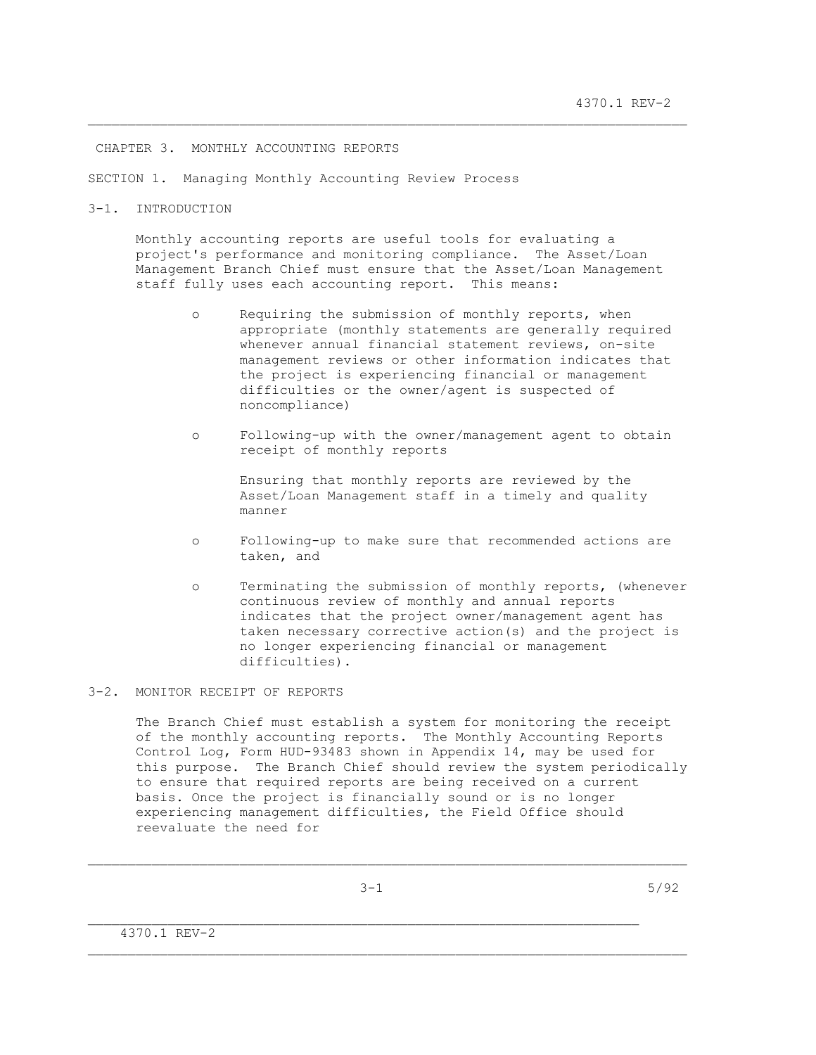# CHAPTER 3. MONTHLY ACCOUNTING REPORTS

## SECTION 1. Managing Monthly Accounting Review Process

### 3-1. INTRODUCTION

Monthly accounting reports are useful tools for evaluating a project's performance and monitoring compliance. The Asset/Loan Management Branch Chief must ensure that the Asset/Loan Management staff fully uses each accounting report. This means:

- Requiring the submission of monthly reports, when appropriate (monthly statements are generally required whenever annual financial statement reviews, on-site management reviews or other information indicates that the project is experiencing financial or management difficulties or the owner/agent is suspected of noncompliance)

- Following-up with the owner/management agent to obtain receipt of monthly reports

  Ensuring that monthly reports are reviewed by the Asset/Loan Management staff in a timely and quality manner

- Following-up to make sure that recommended actions are taken, and

- Terminating the submission of monthly reports, (whenever continuous review of monthly and annual reports indicates that the project owner/management agent has taken necessary corrective action(s) and the project is no longer experiencing financial or management difficulties).

### 3-2. MONITOR RECEIPT OF REPORTS

The Branch Chief must establish a system for monitoring the receipt of the monthly accounting reports. The Monthly Accounting Reports Control Log, Form HUD-93483 shown in Appendix 14, may be used for this purpose. The Branch Chief should review the system periodically to ensure that required reports are being received on a current basis. Once the project is financially sound or is no longer experiencing management difficulties, the Field Office should reevaluate the need for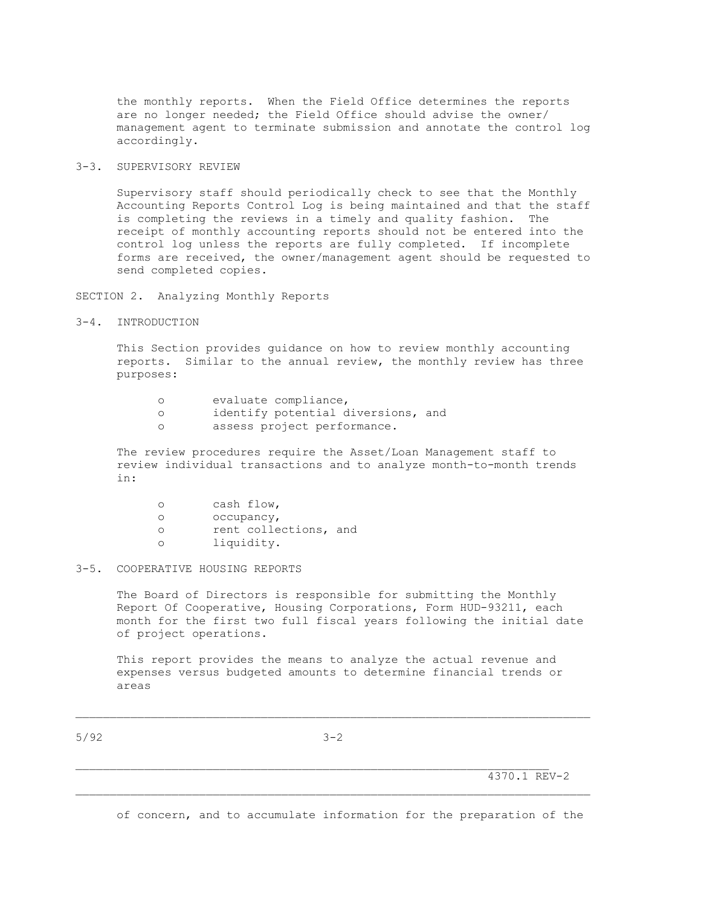the monthly reports. When the Field Office determines the reports are no longer needed; the Field Office should advise the owner/ management agent to terminate submission and annotate the control log accordingly.

### 3-3. SUPERVISORY REVIEW

Supervisory staff should periodically check to see that the Monthly Accounting Reports Control Log is being maintained and that the staff is completing the reviews in a timely and quality fashion. The receipt of monthly accounting reports should not be entered into the control log unless the reports are fully completed. If incomplete forms are received, the owner/management agent should be requested to send completed copies.

## SECTION 2. Analyzing Monthly Reports

### 3-4. INTRODUCTION

This Section provides guidance on how to review monthly accounting reports. Similar to the annual review, the monthly review has three purposes:

- evaluate compliance,
- identify potential diversions, and
- assess project performance.

The review procedures require the Asset/Loan Management staff to review individual transactions and to analyze month-to-month trends in:

- cash flow,
- occupancy,
- rent collections, and
- liquidity.

### 3-5. COOPERATIVE HOUSING REPORTS

The Board of Directors is responsible for submitting the Monthly Report Of Cooperative, Housing Corporations, Form HUD-93211, each month for the first two full fiscal years following the initial date of project operations.

This report provides the means to analyze the actual revenue and expenses versus budgeted amounts to determine financial trends or areas of concern, and to accumulate information for the preparation of the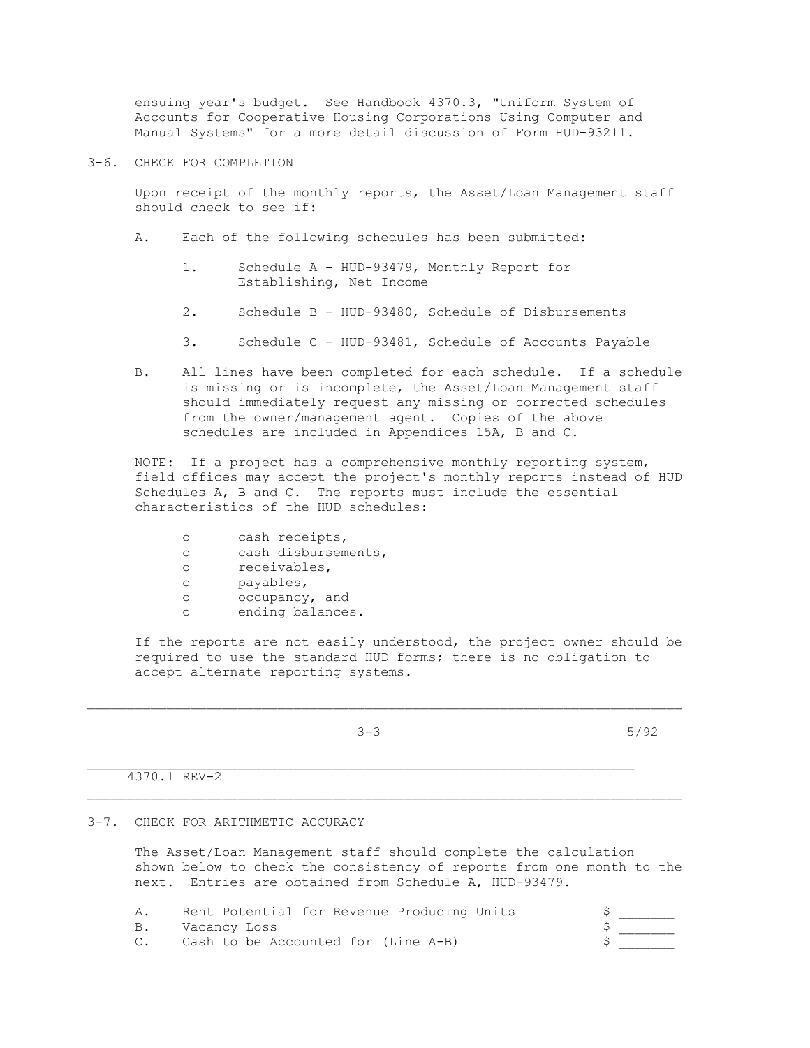ensuing year's budget. See Handbook 4370.3, "Uniform System of Accounts for Cooperative Housing Corporations Using Computer and Manual Systems" for a more detail discussion of Form HUD-93211.

## 3-6. CHECK FOR COMPLETION

Upon receipt of the monthly reports, the Asset/Loan Management staff should check to see if:

A. Each of the following schedules has been submitted:

1. Schedule A - HUD-93479, Monthly Report for Establishing, Net Income

2. Schedule B - HUD-93480, Schedule of Disbursements

3. Schedule C - HUD-93481, Schedule of Accounts Payable

B. All lines have been completed for each schedule. If a schedule is missing or is incomplete, the Asset/Loan Management staff should immediately request any missing or corrected schedules from the owner/management agent. Copies of the above schedules are included in Appendices 15A, B and C.

NOTE: If a project has a comprehensive monthly reporting system, field offices may accept the project's monthly reports instead of HUD Schedules A, B and C. The reports must include the essential characteristics of the HUD schedules:

- cash receipts,
- cash disbursements,
- receivables,
- payables,
- occupancy, and
- ending balances.

If the reports are not easily understood, the project owner should be required to use the standard HUD forms; there is no obligation to accept alternate reporting systems.

## 3-7. CHECK FOR ARITHMETIC ACCURACY

The Asset/Loan Management staff should complete the calculation shown below to check the consistency of reports from one month to the next. Entries are obtained from Schedule A, HUD-93479.

| | | |
|---|---|---|
| A. | Rent Potential for Revenue Producing Units | $ _______ |
| B. | Vacancy Loss | $ _______ |
| C. | Cash to be Accounted for (Line A-B) | $ _______ |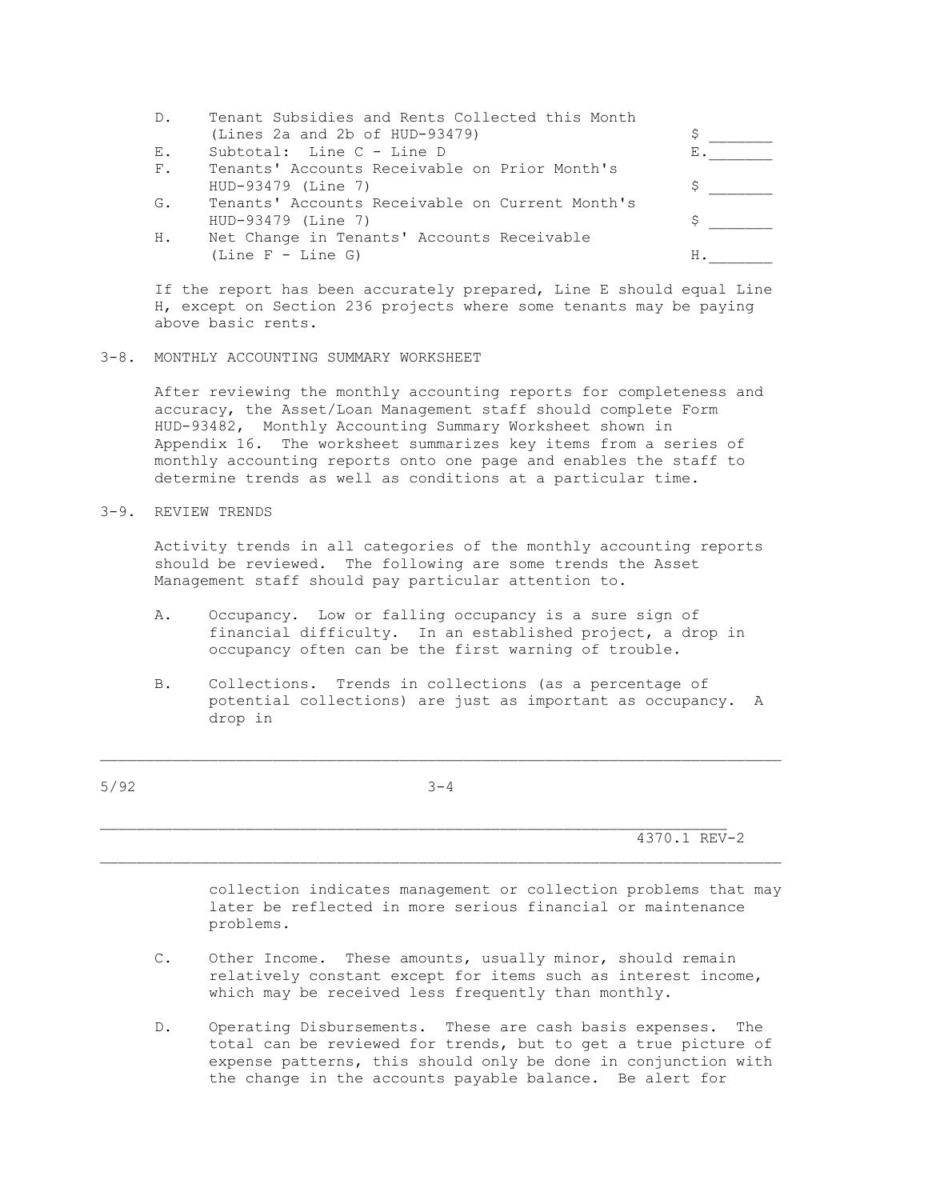| | | |
|---|---|---|
| D. | Tenant Subsidies and Rents Collected this Month (Lines 2a and 2b of HUD-93479) | $ _______ |
| E. | Subtotal: Line C - Line D | E._______ |
| F. | Tenants' Accounts Receivable on Prior Month's HUD-93479 (Line 7) | $ _______ |
| G. | Tenants' Accounts Receivable on Current Month's HUD-93479 (Line 7) | $ _______ |
| H. | Net Change in Tenants' Accounts Receivable (Line F - Line G) | H._______ |

If the report has been accurately prepared, Line E should equal Line H, except on Section 236 projects where some tenants may be paying above basic rents.

## 3-8. MONTHLY ACCOUNTING SUMMARY WORKSHEET

After reviewing the monthly accounting reports for completeness and accuracy, the Asset/Loan Management staff should complete Form HUD-93482, Monthly Accounting Summary Worksheet shown in Appendix 16. The worksheet summarizes key items from a series of monthly accounting reports onto one page and enables the staff to determine trends as well as conditions at a particular time.

## 3-9. REVIEW TRENDS

Activity trends in all categories of the monthly accounting reports should be reviewed. The following are some trends the Asset Management staff should pay particular attention to.

A. Occupancy. Low or falling occupancy is a sure sign of financial difficulty. In an established project, a drop in occupancy often can be the first warning of trouble.

B. Collections. Trends in collections (as a percentage of potential collections) are just as important as occupancy. A drop in collection indicates management or collection problems that may later be reflected in more serious financial or maintenance problems.

C. Other Income. These amounts, usually minor, should remain relatively constant except for items such as interest income, which may be received less frequently than monthly.

D. Operating Disbursements. These are cash basis expenses. The total can be reviewed for trends, but to get a true picture of expense patterns, this should only be done in conjunction with the change in the accounts payable balance. Be alert for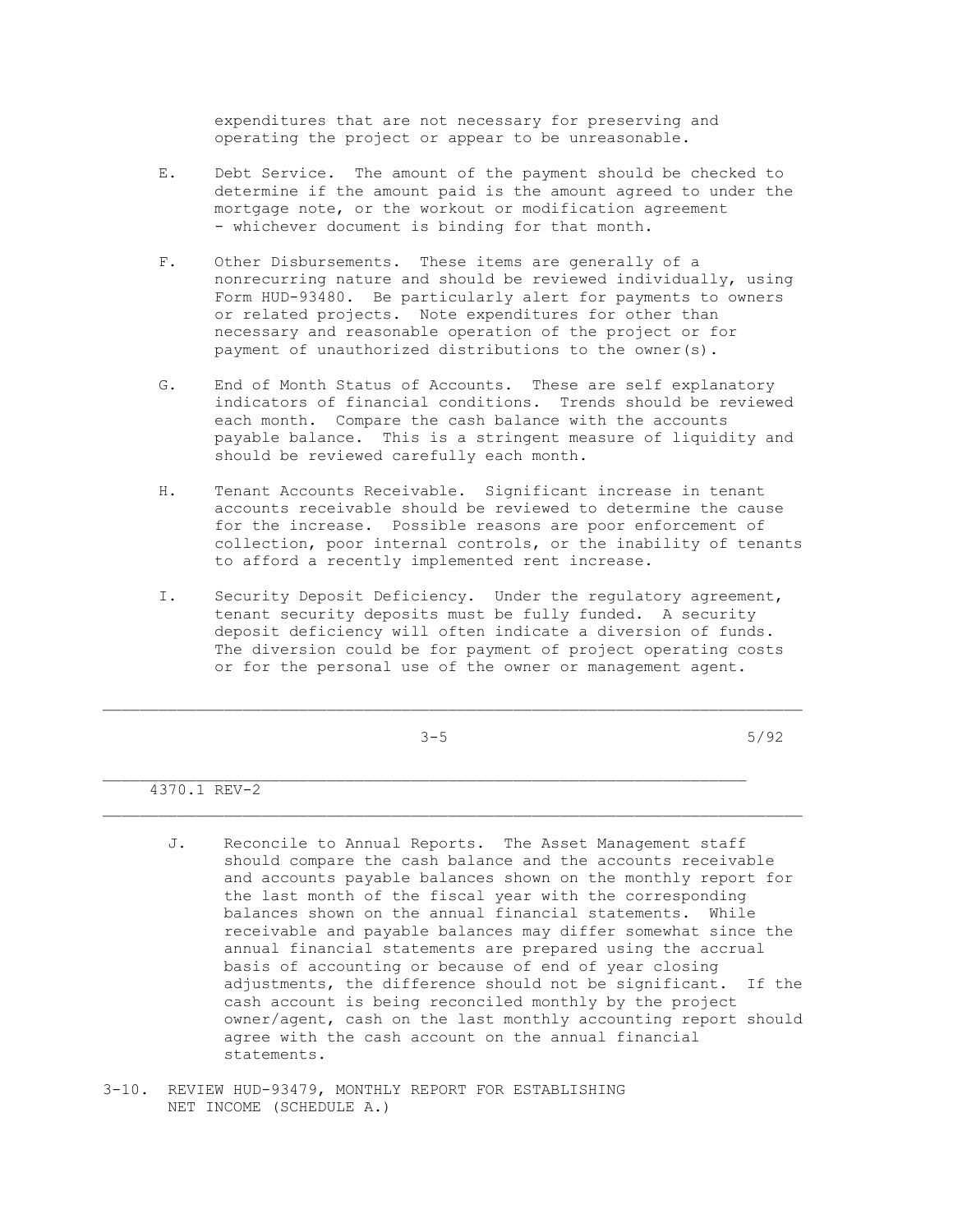expenditures that are not necessary for preserving and operating the project or appear to be unreasonable.

E. Debt Service. The amount of the payment should be checked to determine if the amount paid is the amount agreed to under the mortgage note, or the workout or modification agreement - whichever document is binding for that month.

F. Other Disbursements. These items are generally of a nonrecurring nature and should be reviewed individually, using Form HUD-93480. Be particularly alert for payments to owners or related projects. Note expenditures for other than necessary and reasonable operation of the project or for payment of unauthorized distributions to the owner(s).

G. End of Month Status of Accounts. These are self explanatory indicators of financial conditions. Trends should be reviewed each month. Compare the cash balance with the accounts payable balance. This is a stringent measure of liquidity and should be reviewed carefully each month.

H. Tenant Accounts Receivable. Significant increase in tenant accounts receivable should be reviewed to determine the cause for the increase. Possible reasons are poor enforcement of collection, poor internal controls, or the inability of tenants to afford a recently implemented rent increase.

I. Security Deposit Deficiency. Under the regulatory agreement, tenant security deposits must be fully funded. A security deposit deficiency will often indicate a diversion of funds. The diversion could be for payment of project operating costs or for the personal use of the owner or management agent.

J. Reconcile to Annual Reports. The Asset Management staff should compare the cash balance and the accounts receivable and accounts payable balances shown on the monthly report for the last month of the fiscal year with the corresponding balances shown on the annual financial statements. While receivable and payable balances may differ somewhat since the annual financial statements are prepared using the accrual basis of accounting or because of end of year closing adjustments, the difference should not be significant. If the cash account is being reconciled monthly by the project owner/agent, cash on the last monthly accounting report should agree with the cash account on the annual financial statements.

## 3-10. REVIEW HUD-93479, MONTHLY REPORT FOR ESTABLISHING NET INCOME (SCHEDULE A.)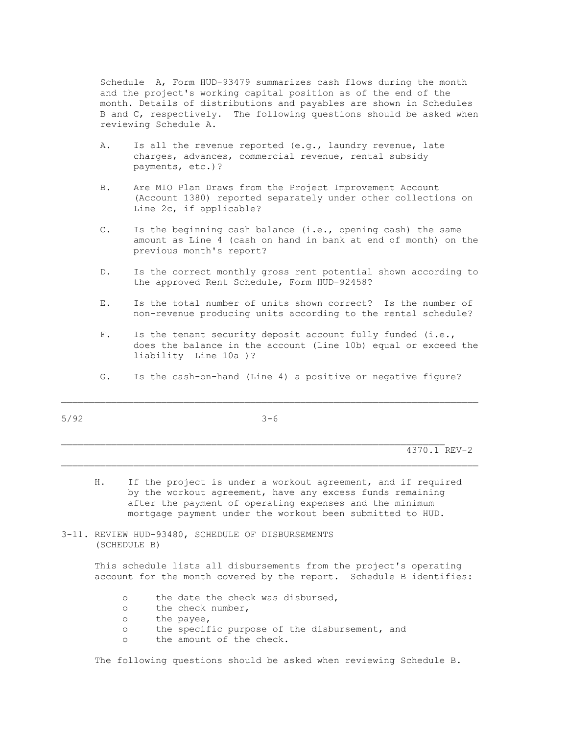Schedule A, Form HUD-93479 summarizes cash flows during the month and the project's working capital position as of the end of the month. Details of distributions and payables are shown in Schedules B and C, respectively. The following questions should be asked when reviewing Schedule A.

A. Is all the revenue reported (e.g., laundry revenue, late charges, advances, commercial revenue, rental subsidy payments, etc.)?

B. Are MIO Plan Draws from the Project Improvement Account (Account 1380) reported separately under other collections on Line 2c, if applicable?

C. Is the beginning cash balance (i.e., opening cash) the same amount as Line 4 (cash on hand in bank at end of month) on the previous month's report?

D. Is the correct monthly gross rent potential shown according to the approved Rent Schedule, Form HUD-92458?

E. Is the total number of units shown correct? Is the number of non-revenue producing units according to the rental schedule?

F. Is the tenant security deposit account fully funded (i.e., does the balance in the account (Line 10b) equal or exceed the liability Line 10a )?

G. Is the cash-on-hand (Line 4) a positive or negative figure?

H. If the project is under a workout agreement, and if required by the workout agreement, have any excess funds remaining after the payment of operating expenses and the minimum mortgage payment under the workout been submitted to HUD.

## 3-11. REVIEW HUD-93480, SCHEDULE OF DISBURSEMENTS (SCHEDULE B)

This schedule lists all disbursements from the project's operating account for the month covered by the report. Schedule B identifies:

- the date the check was disbursed,
- the check number,
- the payee,
- the specific purpose of the disbursement, and
- the amount of the check.

The following questions should be asked when reviewing Schedule B.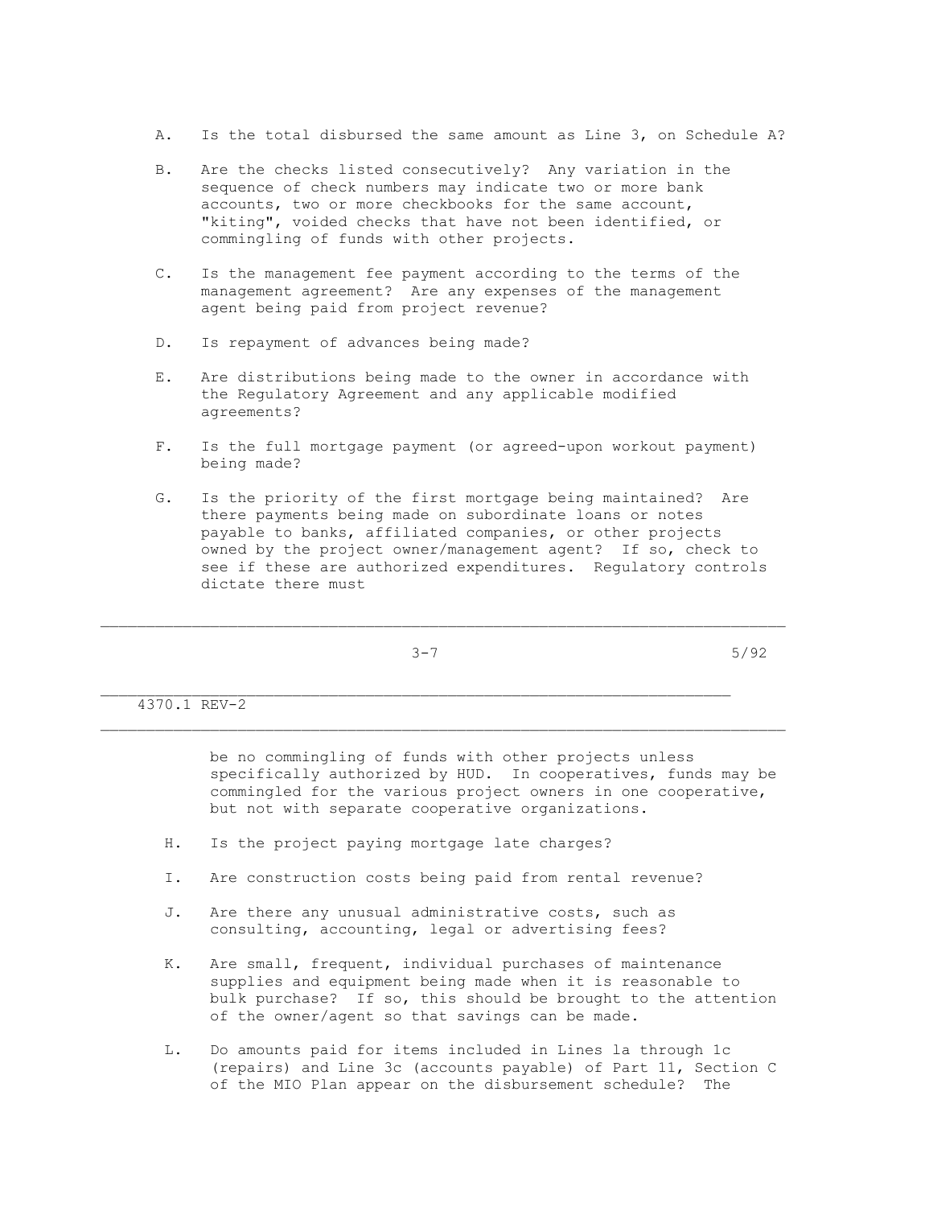A. Is the total disbursed the same amount as Line 3, on Schedule A?

B. Are the checks listed consecutively? Any variation in the sequence of check numbers may indicate two or more bank accounts, two or more checkbooks for the same account, "kiting", voided checks that have not been identified, or commingling of funds with other projects.

C. Is the management fee payment according to the terms of the management agreement? Are any expenses of the management agent being paid from project revenue?

D. Is repayment of advances being made?

E. Are distributions being made to the owner in accordance with the Regulatory Agreement and any applicable modified agreements?

F. Is the full mortgage payment (or agreed-upon workout payment) being made?

G. Is the priority of the first mortgage being maintained? Are there payments being made on subordinate loans or notes payable to banks, affiliated companies, or other projects owned by the project owner/management agent? If so, check to see if these are authorized expenditures. Regulatory controls dictate there must be no commingling of funds with other projects unless specifically authorized by HUD. In cooperatives, funds may be commingled for the various project owners in one cooperative, but not with separate cooperative organizations.

H. Is the project paying mortgage late charges?

I. Are construction costs being paid from rental revenue?

J. Are there any unusual administrative costs, such as consulting, accounting, legal or advertising fees?

K. Are small, frequent, individual purchases of maintenance supplies and equipment being made when it is reasonable to bulk purchase? If so, this should be brought to the attention of the owner/agent so that savings can be made.

L. Do amounts paid for items included in Lines la through 1c (repairs) and Line 3c (accounts payable) of Part 11, Section C of the MIO Plan appear on the disbursement schedule? The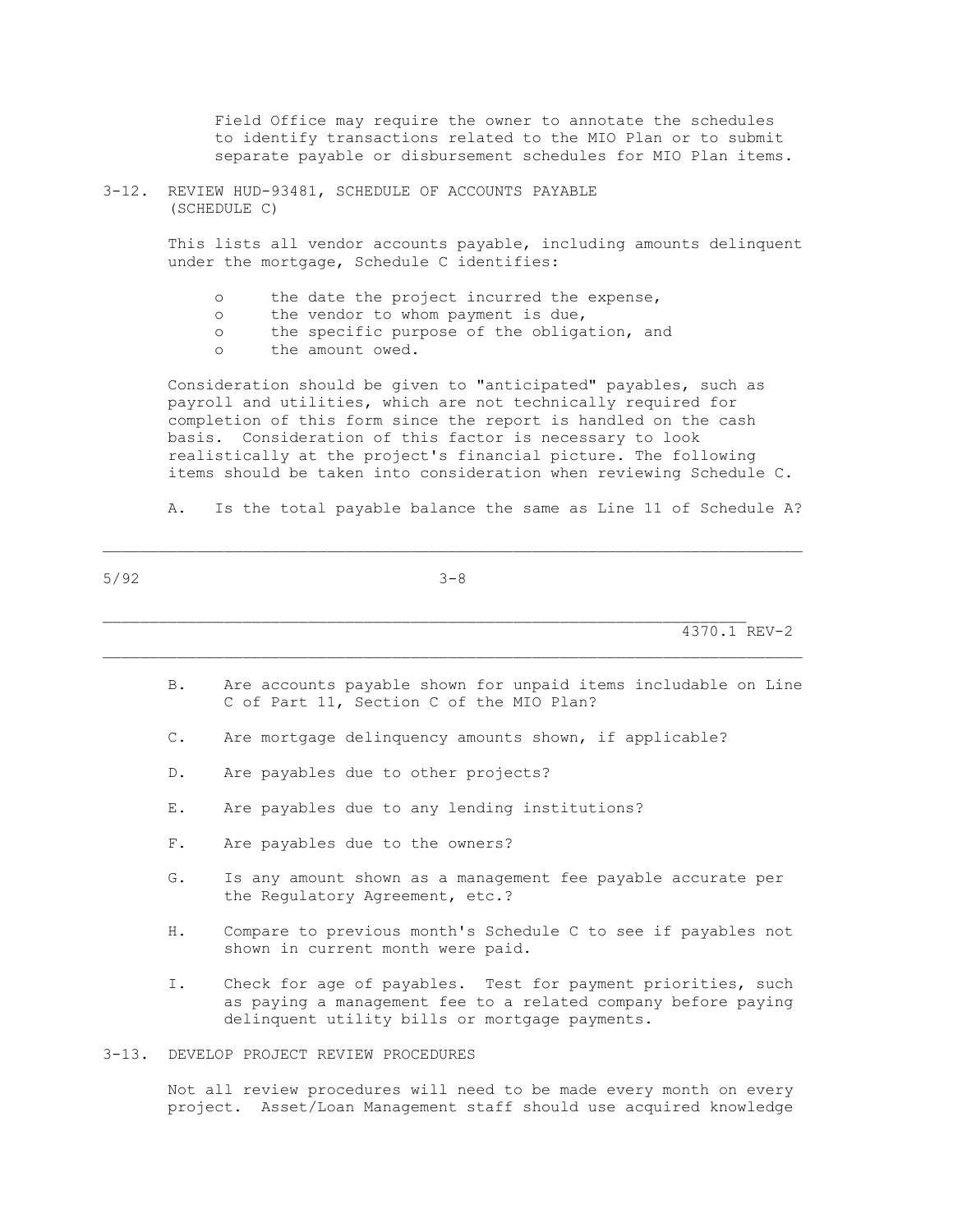Field Office may require the owner to annotate the schedules to identify transactions related to the MIO Plan or to submit separate payable or disbursement schedules for MIO Plan items.

## 3-12. REVIEW HUD-93481, SCHEDULE OF ACCOUNTS PAYABLE (SCHEDULE C)

This lists all vendor accounts payable, including amounts delinquent under the mortgage, Schedule C identifies:

- the date the project incurred the expense,
- the vendor to whom payment is due,
- the specific purpose of the obligation, and
- the amount owed.

Consideration should be given to "anticipated" payables, such as payroll and utilities, which are not technically required for completion of this form since the report is handled on the cash basis. Consideration of this factor is necessary to look realistically at the project's financial picture. The following items should be taken into consideration when reviewing Schedule C.

A. Is the total payable balance the same as Line 11 of Schedule A?

B. Are accounts payable shown for unpaid items includable on Line C of Part 11, Section C of the MIO Plan?

C. Are mortgage delinquency amounts shown, if applicable?

D. Are payables due to other projects?

E. Are payables due to any lending institutions?

F. Are payables due to the owners?

G. Is any amount shown as a management fee payable accurate per the Regulatory Agreement, etc.?

H. Compare to previous month's Schedule C to see if payables not shown in current month were paid.

I. Check for age of payables. Test for payment priorities, such as paying a management fee to a related company before paying delinquent utility bills or mortgage payments.

## 3-13. DEVELOP PROJECT REVIEW PROCEDURES

Not all review procedures will need to be made every month on every project. Asset/Loan Management staff should use acquired knowledge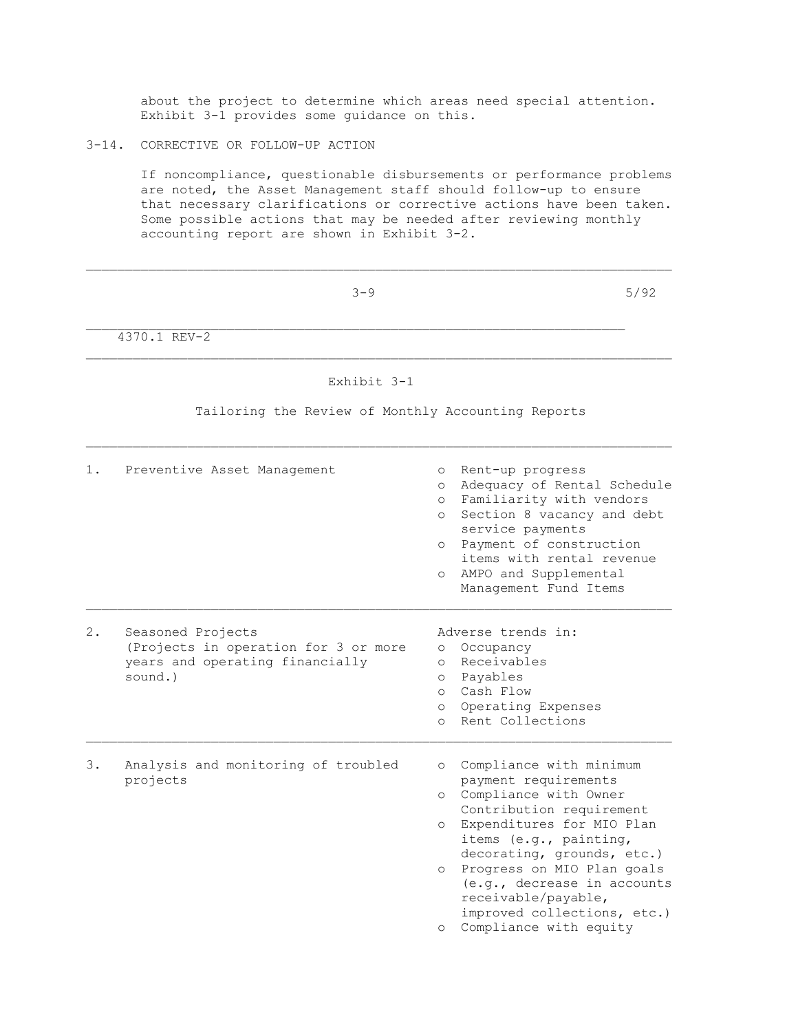about the project to determine which areas need special attention. Exhibit 3-1 provides some guidance on this.

## 3-14. CORRECTIVE OR FOLLOW-UP ACTION

If noncompliance, questionable disbursements or performance problems are noted, the Asset Management staff should follow-up to ensure that necessary clarifications or corrective actions have been taken. Some possible actions that may be needed after reviewing monthly accounting report are shown in Exhibit 3-2.

## Exhibit 3-1

### Tailoring the Review of Monthly Accounting Reports

| | |
|---|---|
| 1. Preventive Asset Management | o Rent-up progress<br>o Adequacy of Rental Schedule<br>o Familiarity with vendors<br>o Section 8 vacancy and debt service payments<br>o Payment of construction items with rental revenue<br>o AMPO and Supplemental Management Fund Items |
| 2. Seasoned Projects (Projects in operation for 3 or more years and operating financially sound.) | Adverse trends in:<br>o Occupancy<br>o Receivables<br>o Payables<br>o Cash Flow<br>o Operating Expenses<br>o Rent Collections |
| 3. Analysis and monitoring of troubled projects | o Compliance with minimum payment requirements<br>o Compliance with Owner Contribution requirement<br>o Expenditures for MIO Plan items (e.g., painting, decorating, grounds, etc.)<br>o Progress on MIO Plan goals (e.g., decrease in accounts receivable/payable, improved collections, etc.)<br>o Compliance with equity |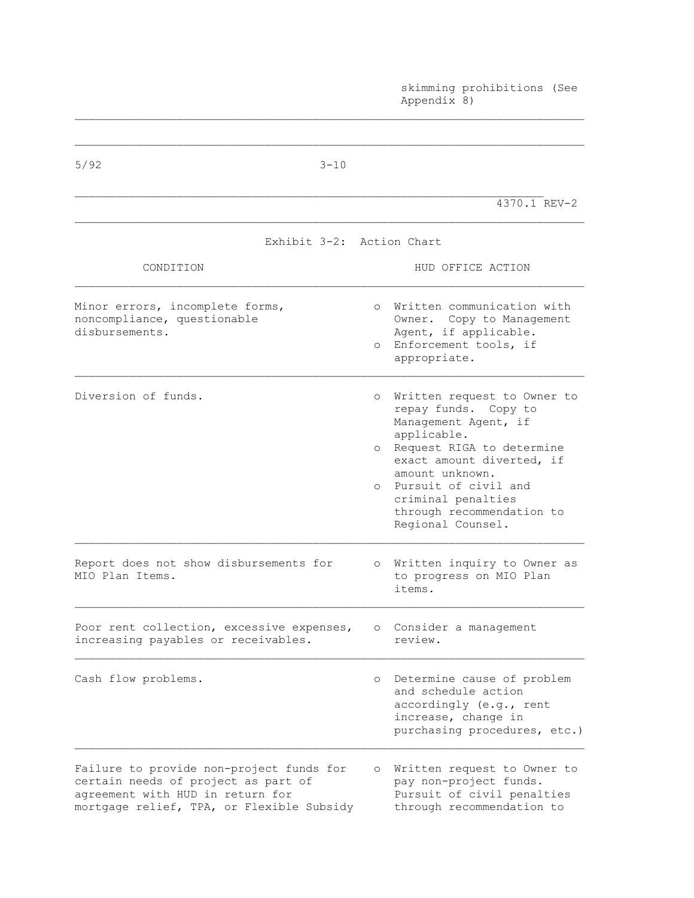skimming prohibitions (See Appendix 8)

## Exhibit 3-2: Action Chart

| CONDITION | HUD OFFICE ACTION |
|---|---|
| Minor errors, incomplete forms, noncompliance, questionable disbursements. | o Written communication with Owner. Copy to Management Agent, if applicable.<br>o Enforcement tools, if appropriate. |
| Diversion of funds. | o Written request to Owner to repay funds. Copy to Management Agent, if applicable.<br>o Request RIGA to determine exact amount diverted, if amount unknown.<br>o Pursuit of civil and criminal penalties through recommendation to Regional Counsel. |
| Report does not show disbursements for MIO Plan Items. | o Written inquiry to Owner as to progress on MIO Plan items. |
| Poor rent collection, excessive expenses, increasing payables or receivables. | o Consider a management review. |
| Cash flow problems. | o Determine cause of problem and schedule action accordingly (e.g., rent increase, change in purchasing procedures, etc.) |
| Failure to provide non-project funds for certain needs of project as part of agreement with HUD in return for mortgage relief, TPA, or Flexible Subsidy | o Written request to Owner to pay non-project funds. Pursuit of civil penalties through recommendation to |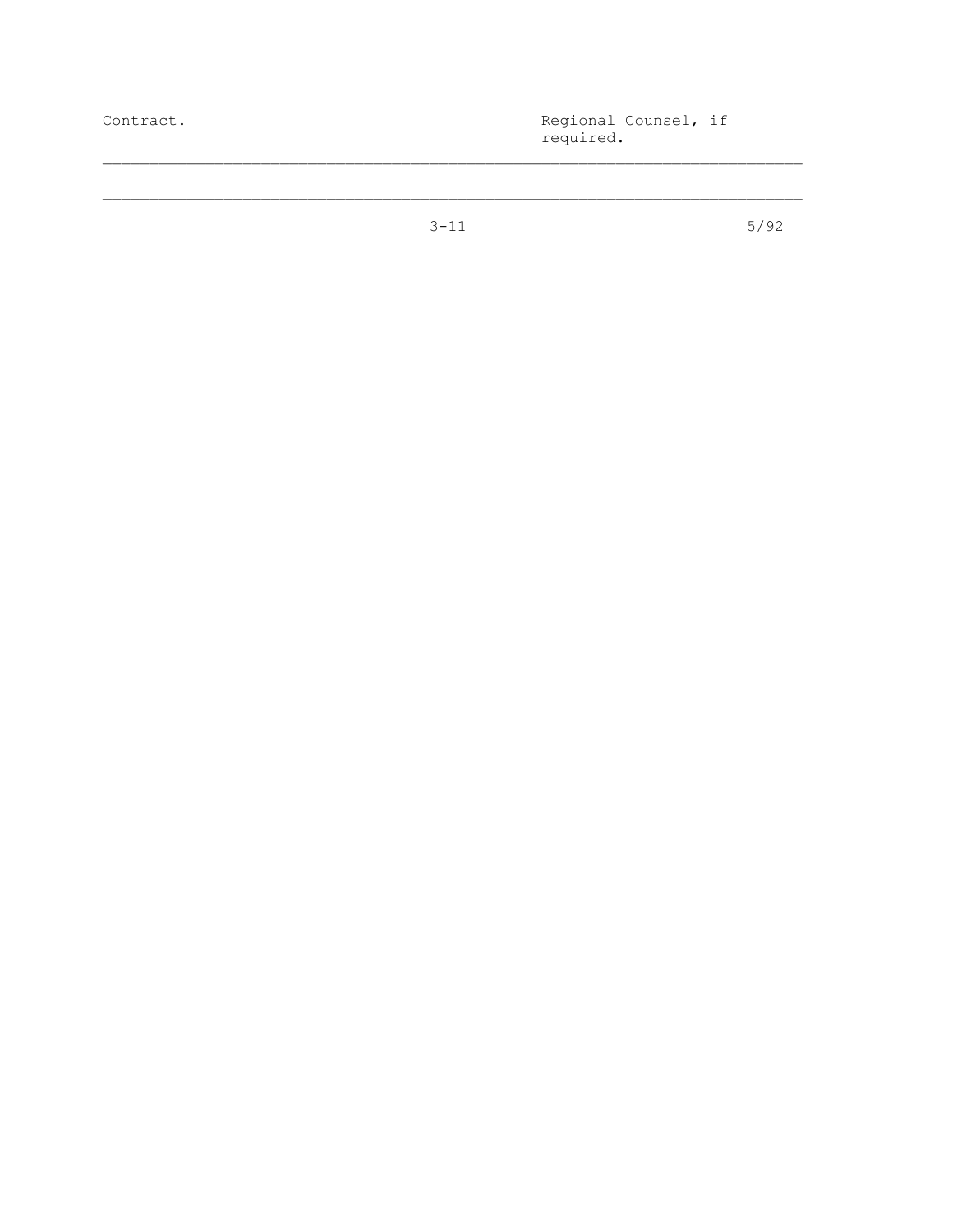| | |
|---|---|
| Contract. | Regional Counsel, if required. |